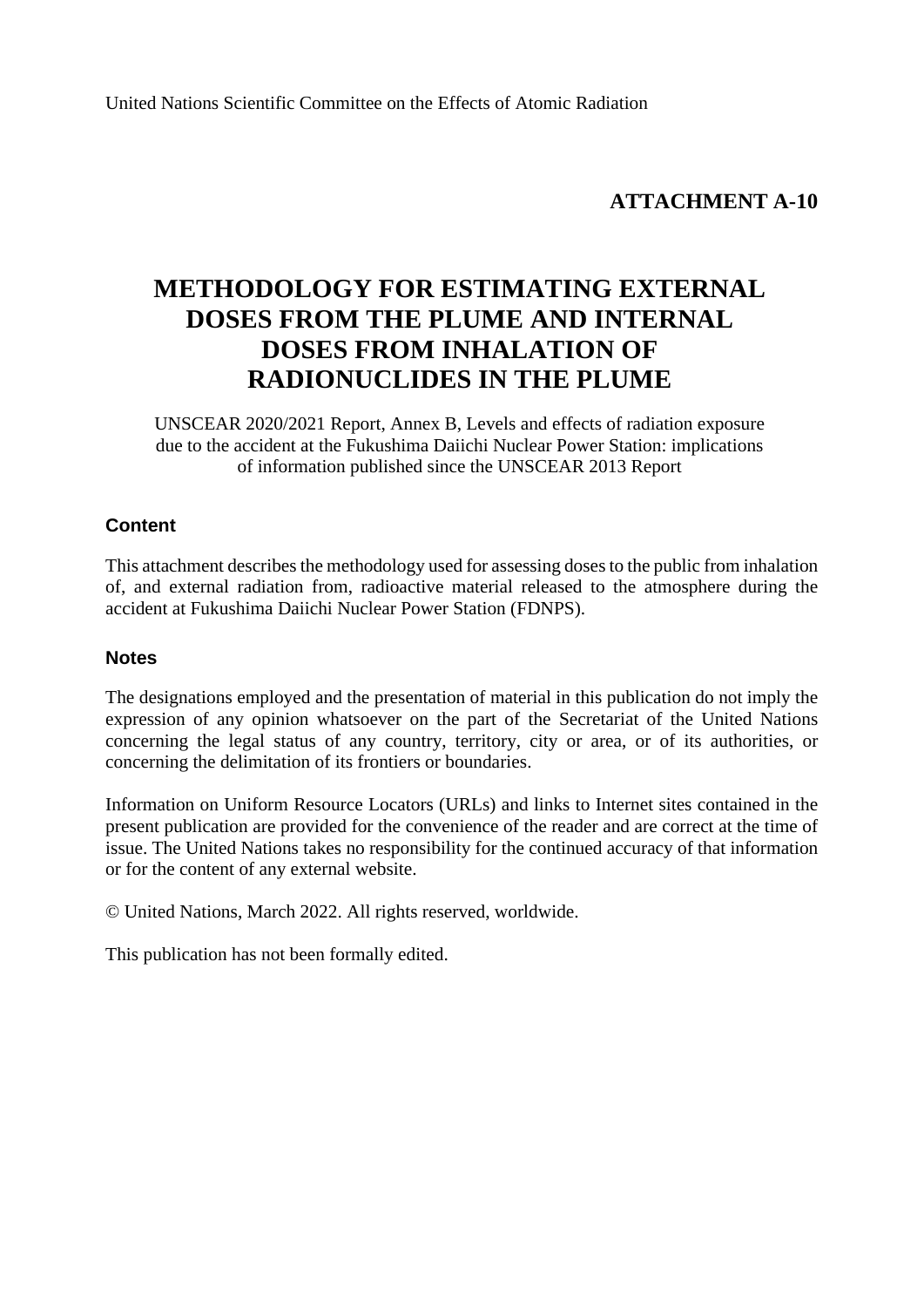United Nations Scientific Committee on the Effects of Atomic Radiation

**ATTACHMENT A-10**

# METHODOLOGY FOR ESTIMATING EXTERNAL DOSES FROM THE PLUME AND INTERNAL DOSES FROM INHALATION OF RADIONUCLIDES IN THE PLUME

UNSCEAR 2020/2021 Report, Annex B, Levels and effects of radiation exposure due to the accident at the Fukushima Daiichi Nuclear Power Station: implications of information published since the UNSCEAR 2013 Report

## Content

This attachment describes the methodology used for assessing doses to the public from inhalation of, and external radiation from, radioactive material released to the atmosphere during the accident at Fukushima Daiichi Nuclear Power Station (FDNPS).

## Notes

The designations employed and the presentation of material in this publication do not imply the expression of any opinion whatsoever on the part of the Secretariat of the United Nations concerning the legal status of any country, territory, city or area, or of its authorities, or concerning the delimitation of its frontiers or boundaries.

Information on Uniform Resource Locators (URLs) and links to Internet sites contained in the present publication are provided for the convenience of the reader and are correct at the time of issue. The United Nations takes no responsibility for the continued accuracy of that information or for the content of any external website.

© United Nations, March 2022. All rights reserved, worldwide.

This publication has not been formally edited.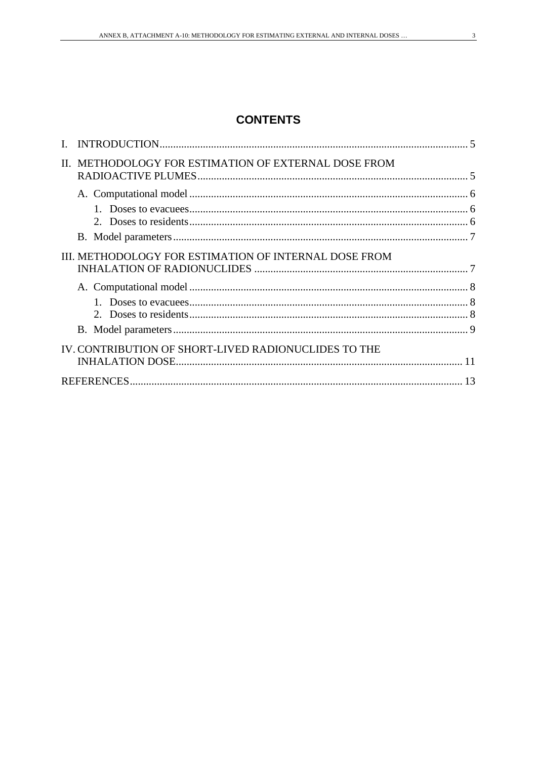# CONTENTS

I. INTRODUCTION ..... 5

II. METHODOLOGY FOR ESTIMATION OF EXTERNAL DOSE FROM RADIOACTIVE PLUMES ..... 5

- A. Computational model ..... 6
  - 1. Doses to evacuees ..... 6
  - 2. Doses to residents ..... 6
- B. Model parameters ..... 7

III. METHODOLOGY FOR ESTIMATION OF INTERNAL DOSE FROM INHALATION OF RADIONUCLIDES ..... 7

- A. Computational model ..... 8
  - 1. Doses to evacuees ..... 8
  - 2. Doses to residents ..... 8
- B. Model parameters ..... 9

IV. CONTRIBUTION OF SHORT-LIVED RADIONUCLIDES TO THE INHALATION DOSE ..... 11

REFERENCES ..... 13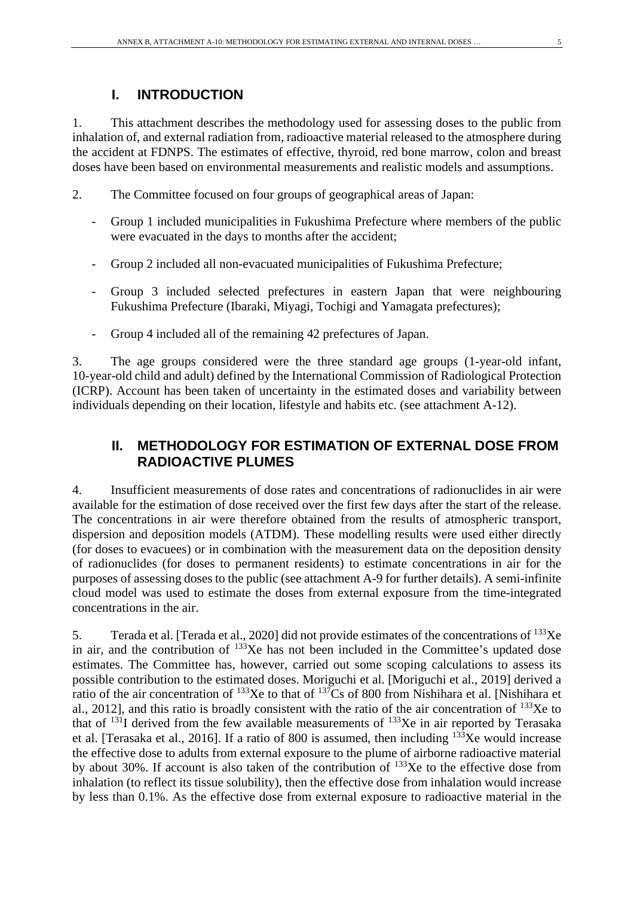# I. INTRODUCTION

1. This attachment describes the methodology used for assessing doses to the public from inhalation of, and external radiation from, radioactive material released to the atmosphere during the accident at FDNPS. The estimates of effective, thyroid, red bone marrow, colon and breast doses have been based on environmental measurements and realistic models and assumptions.

2. The Committee focused on four groups of geographical areas of Japan:

- Group 1 included municipalities in Fukushima Prefecture where members of the public were evacuated in the days to months after the accident;
- Group 2 included all non-evacuated municipalities of Fukushima Prefecture;
- Group 3 included selected prefectures in eastern Japan that were neighbouring Fukushima Prefecture (Ibaraki, Miyagi, Tochigi and Yamagata prefectures);
- Group 4 included all of the remaining 42 prefectures of Japan.

3. The age groups considered were the three standard age groups (1-year-old infant, 10-year-old child and adult) defined by the International Commission of Radiological Protection (ICRP). Account has been taken of uncertainty in the estimated doses and variability between individuals depending on their location, lifestyle and habits etc. (see attachment A-12).

# II. METHODOLOGY FOR ESTIMATION OF EXTERNAL DOSE FROM RADIOACTIVE PLUMES

4. Insufficient measurements of dose rates and concentrations of radionuclides in air were available for the estimation of dose received over the first few days after the start of the release. The concentrations in air were therefore obtained from the results of atmospheric transport, dispersion and deposition models (ATDM). These modelling results were used either directly (for doses to evacuees) or in combination with the measurement data on the deposition density of radionuclides (for doses to permanent residents) to estimate concentrations in air for the purposes of assessing doses to the public (see attachment A-9 for further details). A semi-infinite cloud model was used to estimate the doses from external exposure from the time-integrated concentrations in the air.

5. Terada et al. [Terada et al., 2020] did not provide estimates of the concentrations of $^{133}$Xe in air, and the contribution of $^{133}$Xe has not been included in the Committee's updated dose estimates. The Committee has, however, carried out some scoping calculations to assess its possible contribution to the estimated doses. Moriguchi et al. [Moriguchi et al., 2019] derived a ratio of the air concentration of $^{133}$Xe to that of $^{137}$Cs of 800 from Nishihara et al. [Nishihara et al., 2012], and this ratio is broadly consistent with the ratio of the air concentration of $^{133}$Xe to that of $^{131}$I derived from the few available measurements of $^{133}$Xe in air reported by Terasaka et al. [Terasaka et al., 2016]. If a ratio of 800 is assumed, then including $^{133}$Xe would increase the effective dose to adults from external exposure to the plume of airborne radioactive material by about 30%. If account is also taken of the contribution of $^{133}$Xe to the effective dose from inhalation (to reflect its tissue solubility), then the effective dose from inhalation would increase by less than 0.1%. As the effective dose from external exposure to radioactive material in the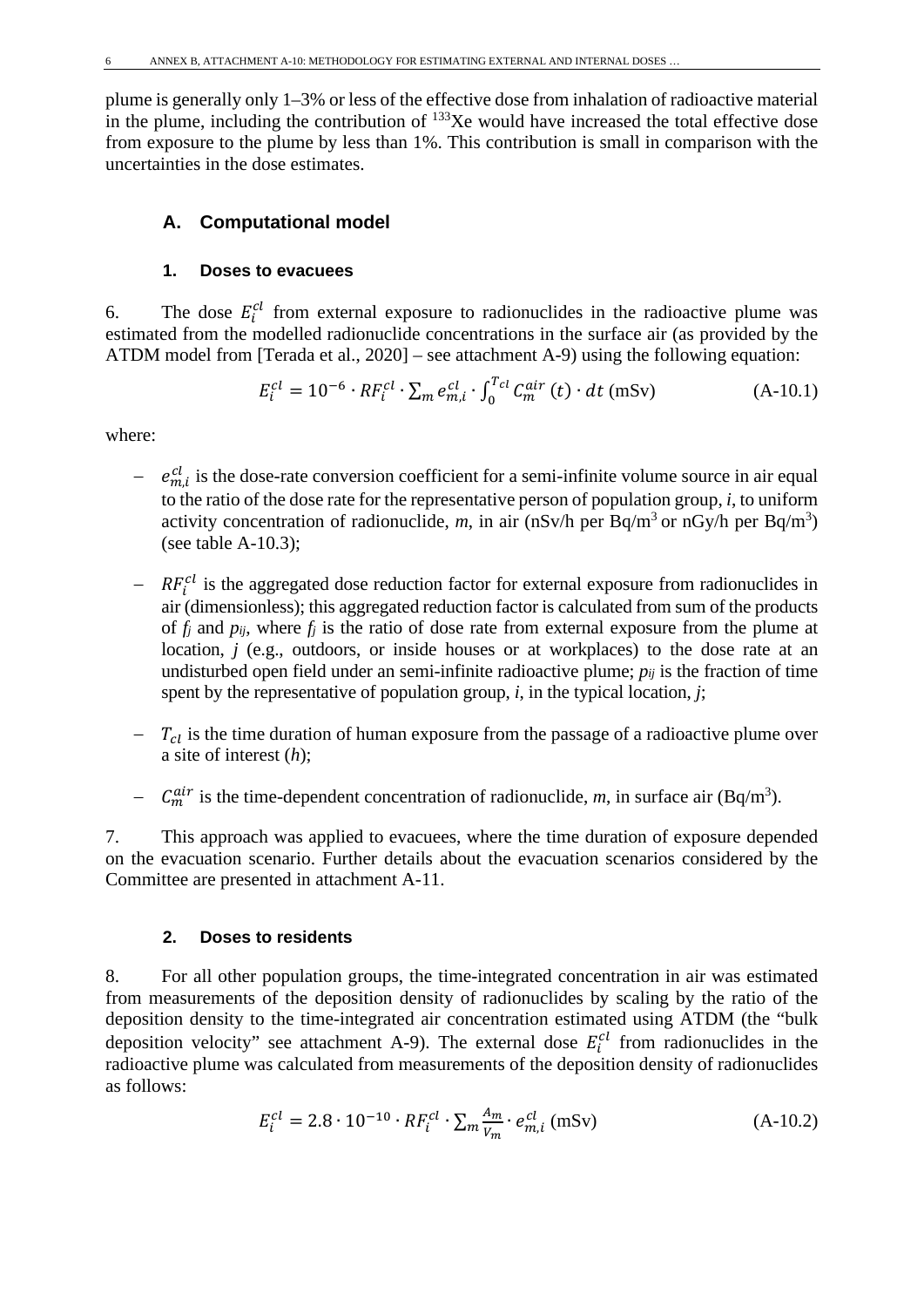plume is generally only 1–3% or less of the effective dose from inhalation of radioactive material in the plume, including the contribution of $^{133}$Xe would have increased the total effective dose from exposure to the plume by less than 1%. This contribution is small in comparison with the uncertainties in the dose estimates.

### A. Computational model

#### 1. Doses to evacuees

6. The dose $E_i^{cl}$ from external exposure to radionuclides in the radioactive plume was estimated from the modelled radionuclide concentrations in the surface air (as provided by the ATDM model from [Terada et al., 2020] – see attachment A-9) using the following equation:

$$E_i^{cl} = 10^{-6} \cdot RF_i^{cl} \cdot \sum_m e_{m,i}^{cl} \cdot \int_0^{T_{cl}} C_m^{air}(t) \cdot dt \text{ (mSv)} \qquad \text{(A-10.1)}$$

where:

- $e_{m,i}^{cl}$ is the dose-rate conversion coefficient for a semi-infinite volume source in air equal to the ratio of the dose rate for the representative person of population group, *i*, to uniform activity concentration of radionuclide, *m*, in air (nSv/h per Bq/m$^3$ or nGy/h per Bq/m$^3$) (see table A-10.3);
- $RF_i^{cl}$ is the aggregated dose reduction factor for external exposure from radionuclides in air (dimensionless); this aggregated reduction factor is calculated from sum of the products of $f_j$ and $p_{ij}$, where $f_j$ is the ratio of dose rate from external exposure from the plume at location, *j* (e.g., outdoors, or inside houses or at workplaces) to the dose rate at an undisturbed open field under an semi-infinite radioactive plume; $p_{ij}$ is the fraction of time spent by the representative of population group, *i*, in the typical location, *j*;
- $T_{cl}$ is the time duration of human exposure from the passage of a radioactive plume over a site of interest (*h*);
- $C_m^{air}$ is the time-dependent concentration of radionuclide, *m*, in surface air (Bq/m$^3$).

7. This approach was applied to evacuees, where the time duration of exposure depended on the evacuation scenario. Further details about the evacuation scenarios considered by the Committee are presented in attachment A-11.

#### 2. Doses to residents

8. For all other population groups, the time-integrated concentration in air was estimated from measurements of the deposition density of radionuclides by scaling by the ratio of the deposition density to the time-integrated air concentration estimated using ATDM (the "bulk deposition velocity" see attachment A-9). The external dose $E_i^{cl}$ from radionuclides in the radioactive plume was calculated from measurements of the deposition density of radionuclides as follows:

$$E_i^{cl} = 2.8 \cdot 10^{-10} \cdot RF_i^{cl} \cdot \sum_m \frac{A_m}{V_m} \cdot e_{m,i}^{cl} \text{ (mSv)} \qquad \text{(A-10.2)}$$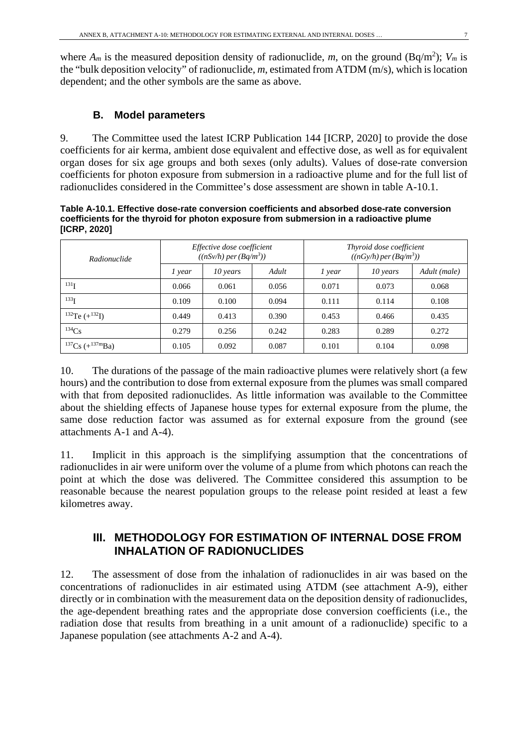where $A_m$ is the measured deposition density of radionuclide, *m*, on the ground (Bq/m$^2$); $V_m$ is the "bulk deposition velocity" of radionuclide, *m*, estimated from ATDM (m/s), which is location dependent; and the other symbols are the same as above.

### B. Model parameters

9. The Committee used the latest ICRP Publication 144 [ICRP, 2020] to provide the dose coefficients for air kerma, ambient dose equivalent and effective dose, as well as for equivalent organ doses for six age groups and both sexes (only adults). Values of dose-rate conversion coefficients for photon exposure from submersion in a radioactive plume and for the full list of radionuclides considered in the Committee's dose assessment are shown in table A-10.1.

**Table A-10.1. Effective dose-rate conversion coefficients and absorbed dose-rate conversion coefficients for the thyroid for photon exposure from submersion in a radioactive plume [ICRP, 2020]**

| *Radionuclide* | *Effective dose coefficient ((nSv/h) per (Bq/m$^3$))* | | | *Thyroid dose coefficient ((nGy/h) per (Bq/m$^3$))* | | |
|---|---|---|---|---|---|---|
| | *1 year* | *10 years* | *Adult* | *1 year* | *10 years* | *Adult (male)* |
| $^{131}$I | 0.066 | 0.061 | 0.056 | 0.071 | 0.073 | 0.068 |
| $^{133}$I | 0.109 | 0.100 | 0.094 | 0.111 | 0.114 | 0.108 |
| $^{132}$Te (+$^{132}$I) | 0.449 | 0.413 | 0.390 | 0.453 | 0.466 | 0.435 |
| $^{134}$Cs | 0.279 | 0.256 | 0.242 | 0.283 | 0.289 | 0.272 |
| $^{137}$Cs (+$^{137m}$Ba) | 0.105 | 0.092 | 0.087 | 0.101 | 0.104 | 0.098 |

10. The durations of the passage of the main radioactive plumes were relatively short (a few hours) and the contribution to dose from external exposure from the plumes was small compared with that from deposited radionuclides. As little information was available to the Committee about the shielding effects of Japanese house types for external exposure from the plume, the same dose reduction factor was assumed as for external exposure from the ground (see attachments A-1 and A-4).

11. Implicit in this approach is the simplifying assumption that the concentrations of radionuclides in air were uniform over the volume of a plume from which photons can reach the point at which the dose was delivered. The Committee considered this assumption to be reasonable because the nearest population groups to the release point resided at least a few kilometres away.

## III. METHODOLOGY FOR ESTIMATION OF INTERNAL DOSE FROM INHALATION OF RADIONUCLIDES

12. The assessment of dose from the inhalation of radionuclides in air was based on the concentrations of radionuclides in air estimated using ATDM (see attachment A-9), either directly or in combination with the measurement data on the deposition density of radionuclides, the age-dependent breathing rates and the appropriate dose conversion coefficients (i.e., the radiation dose that results from breathing in a unit amount of a radionuclide) specific to a Japanese population (see attachments A-2 and A-4).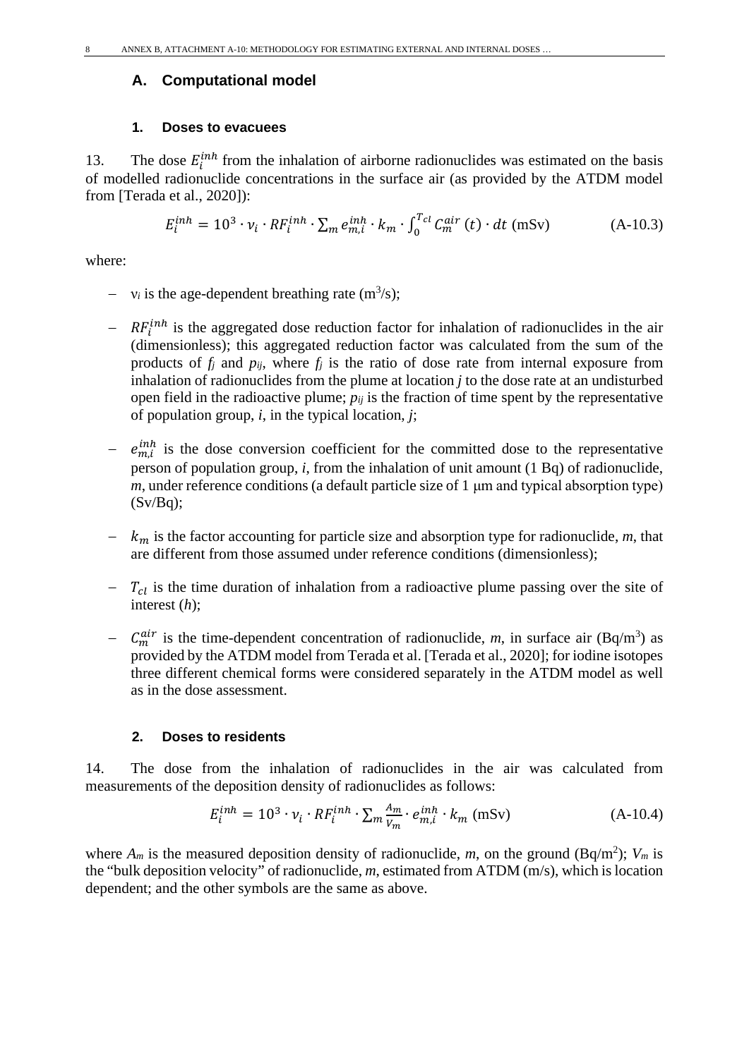## A. Computational model

### 1. Doses to evacuees

13. The dose $E_i^{inh}$ from the inhalation of airborne radionuclides was estimated on the basis of modelled radionuclide concentrations in the surface air (as provided by the ATDM model from [Terada et al., 2020]):

$$E_i^{inh} = 10^3 \cdot \nu_i \cdot RF_i^{inh} \cdot \sum_m e_{m,i}^{inh} \cdot k_m \cdot \int_0^{T_{cl}} C_m^{air}(t) \cdot dt \text{ (mSv)} \quad \text{(A-10.3)}$$

where:

- $\nu_i$ is the age-dependent breathing rate ($m^3$/s);
- $RF_i^{inh}$ is the aggregated dose reduction factor for inhalation of radionuclides in the air (dimensionless); this aggregated reduction factor was calculated from the sum of the products of $f_j$ and $p_{ij}$, where $f_j$ is the ratio of dose rate from internal exposure from inhalation of radionuclides from the plume at location *j* to the dose rate at an undisturbed open field in the radioactive plume; $p_{ij}$ is the fraction of time spent by the representative of population group, *i*, in the typical location, *j*;
- $e_{m,i}^{inh}$ is the dose conversion coefficient for the committed dose to the representative person of population group, *i*, from the inhalation of unit amount (1 Bq) of radionuclide, *m*, under reference conditions (a default particle size of 1 μm and typical absorption type) (Sv/Bq);
- $k_m$ is the factor accounting for particle size and absorption type for radionuclide, *m*, that are different from those assumed under reference conditions (dimensionless);
- $T_{cl}$ is the time duration of inhalation from a radioactive plume passing over the site of interest (*h*);
- $C_m^{air}$ is the time-dependent concentration of radionuclide, *m*, in surface air (Bq/$m^3$) as provided by the ATDM model from Terada et al. [Terada et al., 2020]; for iodine isotopes three different chemical forms were considered separately in the ATDM model as well as in the dose assessment.

### 2. Doses to residents

14. The dose from the inhalation of radionuclides in the air was calculated from measurements of the deposition density of radionuclides as follows:

$$E_i^{inh} = 10^3 \cdot \nu_i \cdot RF_i^{inh} \cdot \sum_m \frac{A_m}{V_m} \cdot e_{m,i}^{inh} \cdot k_m \text{ (mSv)} \quad \text{(A-10.4)}$$

where $A_m$ is the measured deposition density of radionuclide, *m*, on the ground (Bq/$m^2$); $V_m$ is the "bulk deposition velocity" of radionuclide, *m*, estimated from ATDM (m/s), which is location dependent; and the other symbols are the same as above.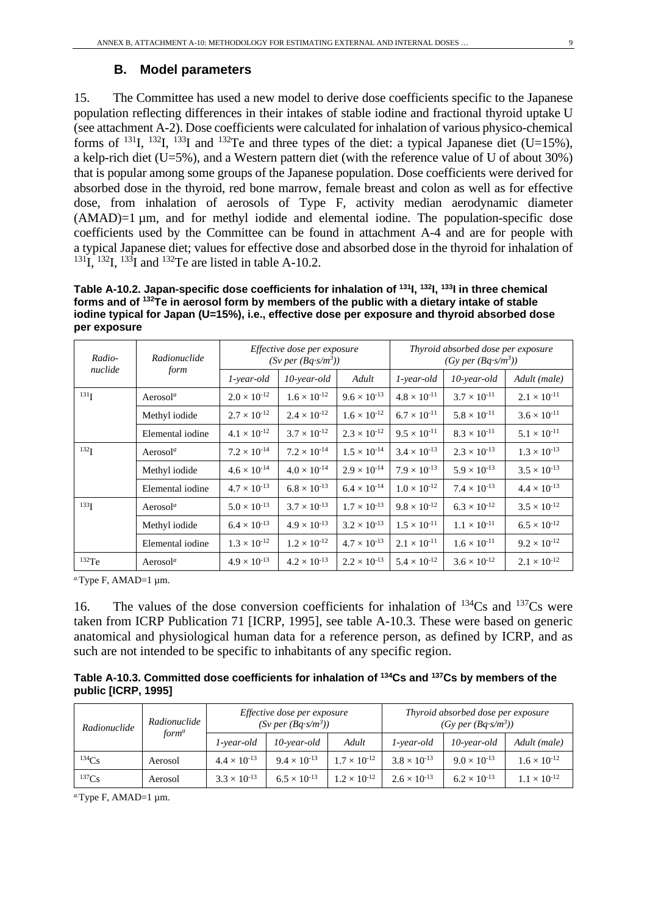## B. Model parameters

15. The Committee has used a new model to derive dose coefficients specific to the Japanese population reflecting differences in their intakes of stable iodine and fractional thyroid uptake U (see attachment A-2). Dose coefficients were calculated for inhalation of various physico-chemical forms of $^{131}$I, $^{132}$I, $^{133}$I and $^{132}$Te and three types of the diet: a typical Japanese diet (U=15%), a kelp-rich diet (U=5%), and a Western pattern diet (with the reference value of U of about 30%) that is popular among some groups of the Japanese population. Dose coefficients were derived for absorbed dose in the thyroid, red bone marrow, female breast and colon as well as for effective dose, from inhalation of aerosols of Type F, activity median aerodynamic diameter (AMAD)=1 µm, and for methyl iodide and elemental iodine. The population-specific dose coefficients used by the Committee can be found in attachment A-4 and are for people with a typical Japanese diet; values for effective dose and absorbed dose in the thyroid for inhalation of $^{131}$I, $^{132}$I, $^{133}$I and $^{132}$Te are listed in table A-10.2.

**Table A-10.2. Japan-specific dose coefficients for inhalation of $^{131}$I, $^{132}$I, $^{133}$I in three chemical forms and of $^{132}$Te in aerosol form by members of the public with a dietary intake of stable iodine typical for Japan (U=15%), i.e., effective dose per exposure and thyroid absorbed dose per exposure**

| *Radio-nuclide* | *Radionuclide form* | *Effective dose per exposure (Sv per (Bq·s/m³))* | | | *Thyroid absorbed dose per exposure (Gy per (Bq·s/m³))* | | |
|---|---|---|---|---|---|---|---|
| | | *1-year-old* | *10-year-old* | *Adult* | *1-year-old* | *10-year-old* | *Adult (male)* |
| $^{131}$I | Aerosol[a] | $2.0 \times 10^{-12}$ | $1.6 \times 10^{-12}$ | $9.6 \times 10^{-13}$ | $4.8 \times 10^{-11}$ | $3.7 \times 10^{-11}$ | $2.1 \times 10^{-11}$ |
| | Methyl iodide | $2.7 \times 10^{-12}$ | $2.4 \times 10^{-12}$ | $1.6 \times 10^{-12}$ | $6.7 \times 10^{-11}$ | $5.8 \times 10^{-11}$ | $3.6 \times 10^{-11}$ |
| | Elemental iodine | $4.1 \times 10^{-12}$ | $3.7 \times 10^{-12}$ | $2.3 \times 10^{-12}$ | $9.5 \times 10^{-11}$ | $8.3 \times 10^{-11}$ | $5.1 \times 10^{-11}$ |
| $^{132}$I | Aerosol[a] | $7.2 \times 10^{-14}$ | $7.2 \times 10^{-14}$ | $1.5 \times 10^{-14}$ | $3.4 \times 10^{-13}$ | $2.3 \times 10^{-13}$ | $1.3 \times 10^{-13}$ |
| | Methyl iodide | $4.6 \times 10^{-14}$ | $4.0 \times 10^{-14}$ | $2.9 \times 10^{-14}$ | $7.9 \times 10^{-13}$ | $5.9 \times 10^{-13}$ | $3.5 \times 10^{-13}$ |
| | Elemental iodine | $4.7 \times 10^{-13}$ | $6.8 \times 10^{-13}$ | $6.4 \times 10^{-14}$ | $1.0 \times 10^{-12}$ | $7.4 \times 10^{-13}$ | $4.4 \times 10^{-13}$ |
| $^{133}$I | Aerosol[a] | $5.0 \times 10^{-13}$ | $3.7 \times 10^{-13}$ | $1.7 \times 10^{-13}$ | $9.8 \times 10^{-12}$ | $6.3 \times 10^{-12}$ | $3.5 \times 10^{-12}$ |
| | Methyl iodide | $6.4 \times 10^{-13}$ | $4.9 \times 10^{-13}$ | $3.2 \times 10^{-13}$ | $1.5 \times 10^{-11}$ | $1.1 \times 10^{-11}$ | $6.5 \times 10^{-12}$ |
| | Elemental iodine | $1.3 \times 10^{-12}$ | $1.2 \times 10^{-12}$ | $4.7 \times 10^{-13}$ | $2.1 \times 10^{-11}$ | $1.6 \times 10^{-11}$ | $9.2 \times 10^{-12}$ |
| $^{132}$Te | Aerosol[a] | $4.9 \times 10^{-13}$ | $4.2 \times 10^{-13}$ | $2.2 \times 10^{-13}$ | $5.4 \times 10^{-12}$ | $3.6 \times 10^{-12}$ | $2.1 \times 10^{-12}$ |

[a] Type F, AMAD=1 µm.

16. The values of the dose conversion coefficients for inhalation of $^{134}$Cs and $^{137}$Cs were taken from ICRP Publication 71 [ICRP, 1995], see table A-10.3. These were based on generic anatomical and physiological human data for a reference person, as defined by ICRP, and as such are not intended to be specific to inhabitants of any specific region.

**Table A-10.3. Committed dose coefficients for inhalation of $^{134}$Cs and $^{137}$Cs by members of the public [ICRP, 1995]**

| *Radionuclide* | *Radionuclide form[a]* | *Effective dose per exposure (Sv per (Bq·s/m³))* | | | *Thyroid absorbed dose per exposure (Gy per (Bq·s/m³))* | | |
|---|---|---|---|---|---|---|---|
| | | *1-year-old* | *10-year-old* | *Adult* | *1-year-old* | *10-year-old* | *Adult (male)* |
| $^{134}$Cs | Aerosol | $4.4 \times 10^{-13}$ | $9.4 \times 10^{-13}$ | $1.7 \times 10^{-12}$ | $3.8 \times 10^{-13}$ | $9.0 \times 10^{-13}$ | $1.6 \times 10^{-12}$ |
| $^{137}$Cs | Aerosol | $3.3 \times 10^{-13}$ | $6.5 \times 10^{-13}$ | $1.2 \times 10^{-12}$ | $2.6 \times 10^{-13}$ | $6.2 \times 10^{-13}$ | $1.1 \times 10^{-12}$ |

[a] Type F, AMAD=1 µm.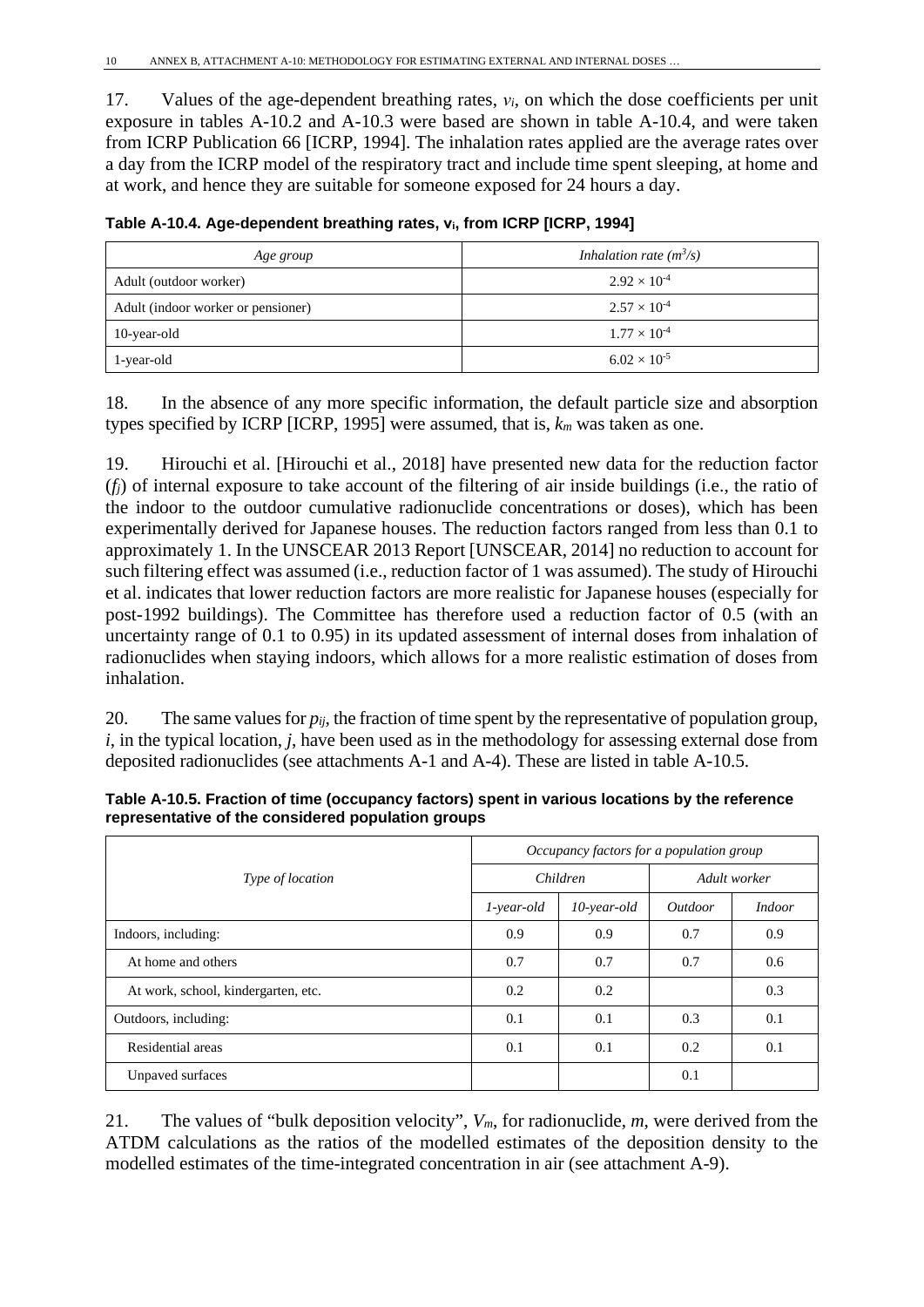17. Values of the age-dependent breathing rates, $v_i$, on which the dose coefficients per unit exposure in tables A-10.2 and A-10.3 were based are shown in table A-10.4, and were taken from ICRP Publication 66 [ICRP, 1994]. The inhalation rates applied are the average rates over a day from the ICRP model of the respiratory tract and include time spent sleeping, at home and at work, and hence they are suitable for someone exposed for 24 hours a day.

**Table A-10.4. Age-dependent breathing rates, $v_i$, from ICRP [ICRP, 1994]**

| *Age group* | *Inhalation rate ($m^3/s$)* |
|---|---|
| Adult (outdoor worker) | $2.92 \times 10^{-4}$ |
| Adult (indoor worker or pensioner) | $2.57 \times 10^{-4}$ |
| 10-year-old | $1.77 \times 10^{-4}$ |
| 1-year-old | $6.02 \times 10^{-5}$ |

18. In the absence of any more specific information, the default particle size and absorption types specified by ICRP [ICRP, 1995] were assumed, that is, $k_m$ was taken as one.

19. Hirouchi et al. [Hirouchi et al., 2018] have presented new data for the reduction factor ($f_j$) of internal exposure to take account of the filtering of air inside buildings (i.e., the ratio of the indoor to the outdoor cumulative radionuclide concentrations or doses), which has been experimentally derived for Japanese houses. The reduction factors ranged from less than 0.1 to approximately 1. In the UNSCEAR 2013 Report [UNSCEAR, 2014] no reduction to account for such filtering effect was assumed (i.e., reduction factor of 1 was assumed). The study of Hirouchi et al. indicates that lower reduction factors are more realistic for Japanese houses (especially for post-1992 buildings). The Committee has therefore used a reduction factor of 0.5 (with an uncertainty range of 0.1 to 0.95) in its updated assessment of internal doses from inhalation of radionuclides when staying indoors, which allows for a more realistic estimation of doses from inhalation.

20. The same values for $p_{ij}$, the fraction of time spent by the representative of population group, $i$, in the typical location, $j$, have been used as in the methodology for assessing external dose from deposited radionuclides (see attachments A-1 and A-4). These are listed in table A-10.5.

**Table A-10.5. Fraction of time (occupancy factors) spent in various locations by the reference representative of the considered population groups**

| *Type of location* | *Occupancy factors for a population group* | | | |
|---|---|---|---|---|
| | *Children* | | *Adult worker* | |
| | *1-year-old* | *10-year-old* | *Outdoor* | *Indoor* |
| Indoors, including: | 0.9 | 0.9 | 0.7 | 0.9 |
| At home and others | 0.7 | 0.7 | 0.7 | 0.6 |
| At work, school, kindergarten, etc. | 0.2 | 0.2 | | 0.3 |
| Outdoors, including: | 0.1 | 0.1 | 0.3 | 0.1 |
| Residential areas | 0.1 | 0.1 | 0.2 | 0.1 |
| Unpaved surfaces | | | 0.1 | |

21. The values of "bulk deposition velocity", $V_m$, for radionuclide, $m$, were derived from the ATDM calculations as the ratios of the modelled estimates of the deposition density to the modelled estimates of the time-integrated concentration in air (see attachment A-9).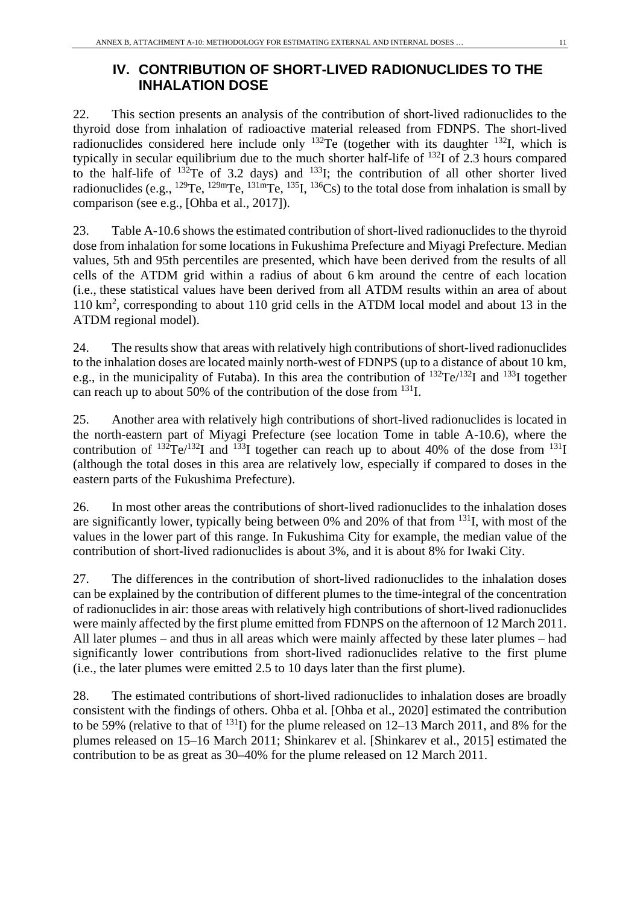## IV. CONTRIBUTION OF SHORT-LIVED RADIONUCLIDES TO THE INHALATION DOSE

22. This section presents an analysis of the contribution of short-lived radionuclides to the thyroid dose from inhalation of radioactive material released from FDNPS. The short-lived radionuclides considered here include only $^{132}$Te (together with its daughter $^{132}$I, which is typically in secular equilibrium due to the much shorter half-life of $^{132}$I of 2.3 hours compared to the half-life of $^{132}$Te of 3.2 days) and $^{133}$I; the contribution of all other shorter lived radionuclides (e.g., $^{129}$Te, $^{129m}$Te, $^{131m}$Te, $^{135}$I, $^{136}$Cs) to the total dose from inhalation is small by comparison (see e.g., [Ohba et al., 2017]).

23. Table A-10.6 shows the estimated contribution of short-lived radionuclides to the thyroid dose from inhalation for some locations in Fukushima Prefecture and Miyagi Prefecture. Median values, 5th and 95th percentiles are presented, which have been derived from the results of all cells of the ATDM grid within a radius of about 6 km around the centre of each location (i.e., these statistical values have been derived from all ATDM results within an area of about 110 km$^2$, corresponding to about 110 grid cells in the ATDM local model and about 13 in the ATDM regional model).

24. The results show that areas with relatively high contributions of short-lived radionuclides to the inhalation doses are located mainly north-west of FDNPS (up to a distance of about 10 km, e.g., in the municipality of Futaba). In this area the contribution of $^{132}$Te/$^{132}$I and $^{133}$I together can reach up to about 50% of the contribution of the dose from $^{131}$I.

25. Another area with relatively high contributions of short-lived radionuclides is located in the north-eastern part of Miyagi Prefecture (see location Tome in table A-10.6), where the contribution of $^{132}$Te/$^{132}$I and $^{133}$I together can reach up to about 40% of the dose from $^{131}$I (although the total doses in this area are relatively low, especially if compared to doses in the eastern parts of the Fukushima Prefecture).

26. In most other areas the contributions of short-lived radionuclides to the inhalation doses are significantly lower, typically being between 0% and 20% of that from $^{131}$I, with most of the values in the lower part of this range. In Fukushima City for example, the median value of the contribution of short-lived radionuclides is about 3%, and it is about 8% for Iwaki City.

27. The differences in the contribution of short-lived radionuclides to the inhalation doses can be explained by the contribution of different plumes to the time-integral of the concentration of radionuclides in air: those areas with relatively high contributions of short-lived radionuclides were mainly affected by the first plume emitted from FDNPS on the afternoon of 12 March 2011. All later plumes – and thus in all areas which were mainly affected by these later plumes – had significantly lower contributions from short-lived radionuclides relative to the first plume (i.e., the later plumes were emitted 2.5 to 10 days later than the first plume).

28. The estimated contributions of short-lived radionuclides to inhalation doses are broadly consistent with the findings of others. Ohba et al. [Ohba et al., 2020] estimated the contribution to be 59% (relative to that of $^{131}$I) for the plume released on 12–13 March 2011, and 8% for the plumes released on 15–16 March 2011; Shinkarev et al. [Shinkarev et al., 2015] estimated the contribution to be as great as 30–40% for the plume released on 12 March 2011.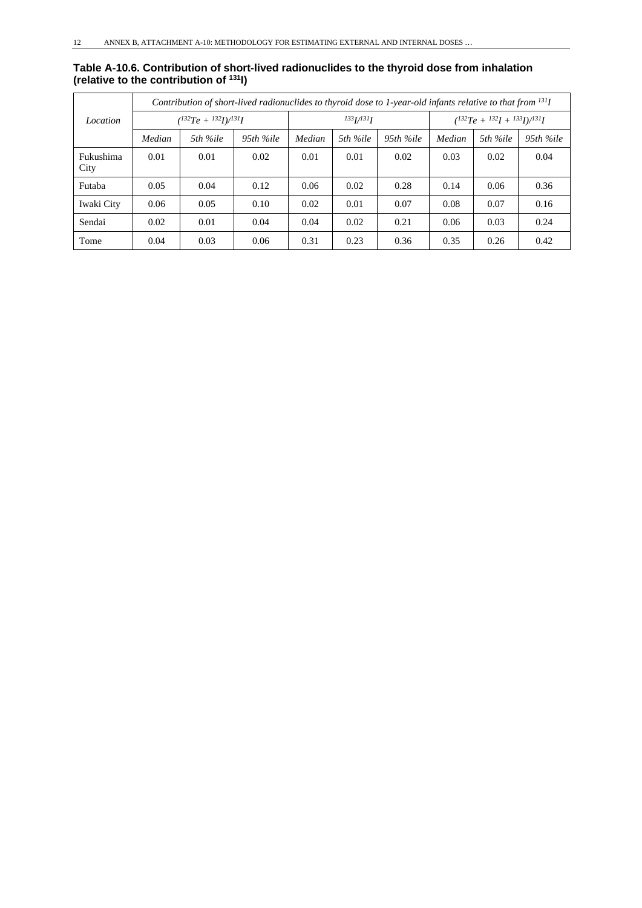**Table A-10.6. Contribution of short-lived radionuclides to the thyroid dose from inhalation (relative to the contribution of $^{131}I$)**

| *Location* | *Contribution of short-lived radionuclides to thyroid dose to 1-year-old infants relative to that from $^{131}I$* | | | | | | | | |
|---|---|---|---|---|---|---|---|---|---|
| | *$(^{132}Te + {}^{132}I)/{}^{131}I$* | | | *$^{133}I/{}^{131}I$* | | | *$(^{132}Te + {}^{132}I + {}^{133}I)/{}^{131}I$* | | |
| | *Median* | *5th %ile* | *95th %ile* | *Median* | *5th %ile* | *95th %ile* | *Median* | *5th %ile* | *95th %ile* |
| Fukushima City | 0.01 | 0.01 | 0.02 | 0.01 | 0.01 | 0.02 | 0.03 | 0.02 | 0.04 |
| Futaba | 0.05 | 0.04 | 0.12 | 0.06 | 0.02 | 0.28 | 0.14 | 0.06 | 0.36 |
| Iwaki City | 0.06 | 0.05 | 0.10 | 0.02 | 0.01 | 0.07 | 0.08 | 0.07 | 0.16 |
| Sendai | 0.02 | 0.01 | 0.04 | 0.04 | 0.02 | 0.21 | 0.06 | 0.03 | 0.24 |
| Tome | 0.04 | 0.03 | 0.06 | 0.31 | 0.23 | 0.36 | 0.35 | 0.26 | 0.42 |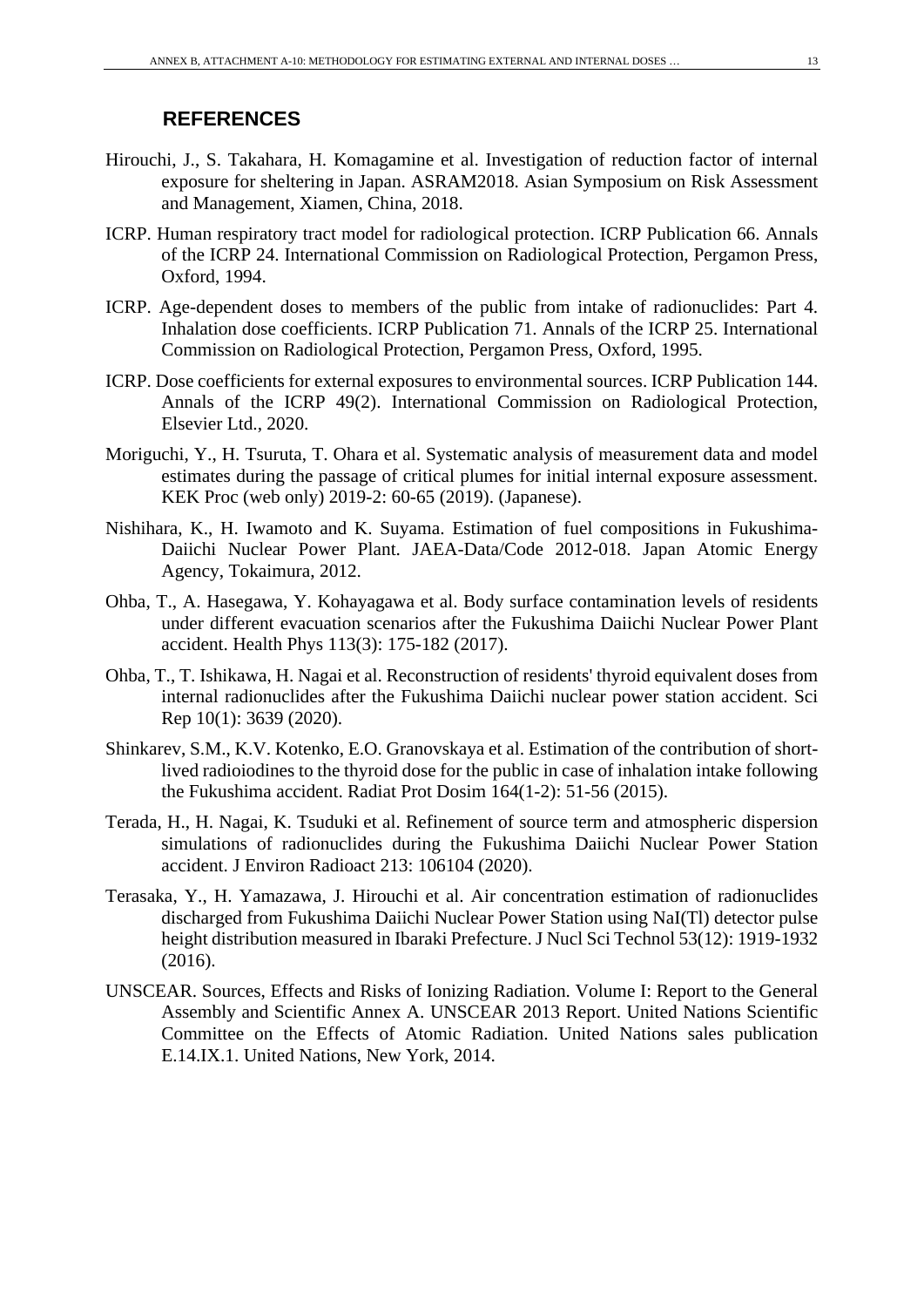## REFERENCES

Hirouchi, J., S. Takahara, H. Komagamine et al. Investigation of reduction factor of internal exposure for sheltering in Japan. ASRAM2018. Asian Symposium on Risk Assessment and Management, Xiamen, China, 2018.

ICRP. Human respiratory tract model for radiological protection. ICRP Publication 66. Annals of the ICRP 24. International Commission on Radiological Protection, Pergamon Press, Oxford, 1994.

ICRP. Age-dependent doses to members of the public from intake of radionuclides: Part 4. Inhalation dose coefficients. ICRP Publication 71. Annals of the ICRP 25. International Commission on Radiological Protection, Pergamon Press, Oxford, 1995.

ICRP. Dose coefficients for external exposures to environmental sources. ICRP Publication 144. Annals of the ICRP 49(2). International Commission on Radiological Protection, Elsevier Ltd., 2020.

Moriguchi, Y., H. Tsuruta, T. Ohara et al. Systematic analysis of measurement data and model estimates during the passage of critical plumes for initial internal exposure assessment. KEK Proc (web only) 2019-2: 60-65 (2019). (Japanese).

Nishihara, K., H. Iwamoto and K. Suyama. Estimation of fuel compositions in Fukushima-Daiichi Nuclear Power Plant. JAEA-Data/Code 2012-018. Japan Atomic Energy Agency, Tokaimura, 2012.

Ohba, T., A. Hasegawa, Y. Kohayagawa et al. Body surface contamination levels of residents under different evacuation scenarios after the Fukushima Daiichi Nuclear Power Plant accident. Health Phys 113(3): 175-182 (2017).

Ohba, T., T. Ishikawa, H. Nagai et al. Reconstruction of residents' thyroid equivalent doses from internal radionuclides after the Fukushima Daiichi nuclear power station accident. Sci Rep 10(1): 3639 (2020).

Shinkarev, S.M., K.V. Kotenko, E.O. Granovskaya et al. Estimation of the contribution of short-lived radioiodines to the thyroid dose for the public in case of inhalation intake following the Fukushima accident. Radiat Prot Dosim 164(1-2): 51-56 (2015).

Terada, H., H. Nagai, K. Tsuduki et al. Refinement of source term and atmospheric dispersion simulations of radionuclides during the Fukushima Daiichi Nuclear Power Station accident. J Environ Radioact 213: 106104 (2020).

Terasaka, Y., H. Yamazawa, J. Hirouchi et al. Air concentration estimation of radionuclides discharged from Fukushima Daiichi Nuclear Power Station using NaI(Tl) detector pulse height distribution measured in Ibaraki Prefecture. J Nucl Sci Technol 53(12): 1919-1932 (2016).

UNSCEAR. Sources, Effects and Risks of Ionizing Radiation. Volume I: Report to the General Assembly and Scientific Annex A. UNSCEAR 2013 Report. United Nations Scientific Committee on the Effects of Atomic Radiation. United Nations sales publication E.14.IX.1. United Nations, New York, 2014.